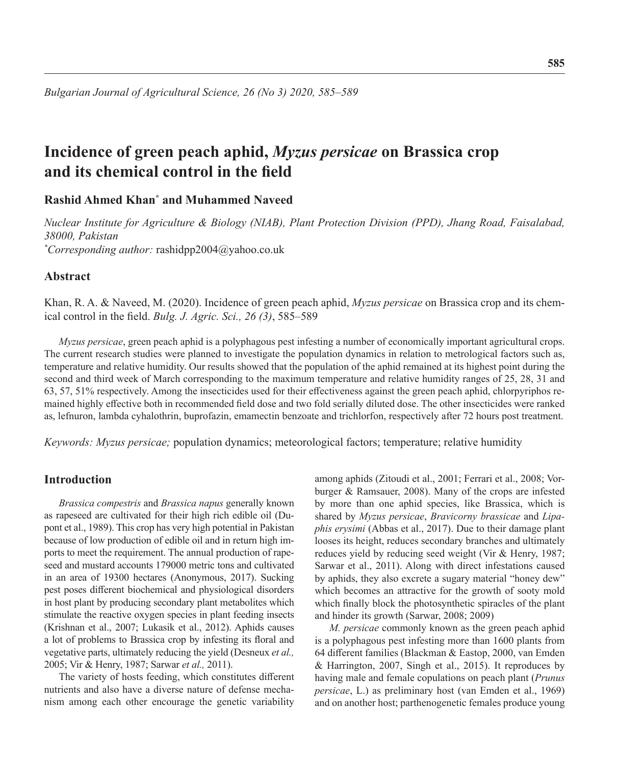# Incidence of green peach aphid, *Myzus persicae* on Brassica crop and its chemical control in the field

**Rashid Ahmed Khan[*] and Muhammed Naveed**

*Nuclear Institute for Agriculture & Biology (NIAB), Plant Protection Division (PPD), Jhang Road, Faisalabad, 38000, Pakistan*
[*]*Corresponding author:* rashidpp2004@yahoo.co.uk

## Abstract

Khan, R. A. & Naveed, M. (2020). Incidence of green peach aphid, *Myzus persicae* on Brassica crop and its chemical control in the field. *Bulg. J. Agric. Sci., 26 (3)*, 585–589

*Myzus persicae*, green peach aphid is a polyphagous pest infesting a number of economically important agricultural crops. The current research studies were planned to investigate the population dynamics in relation to metrological factors such as, temperature and relative humidity. Our results showed that the population of the aphid remained at its highest point during the second and third week of March corresponding to the maximum temperature and relative humidity ranges of 25, 28, 31 and 63, 57, 51% respectively. Among the insecticides used for their effectiveness against the green peach aphid, chlorpyriphos remained highly effective both in recommended field dose and two fold serially diluted dose. The other insecticides were ranked as, lefnuron, lambda cyhalothrin, buprofazin, emamectin benzoate and trichlorfon, respectively after 72 hours post treatment.

*Keywords: Myzus persicae;* population dynamics; meteorological factors; temperature; relative humidity

## Introduction

*Brassica compestris* and *Brassica napus* generally known as rapeseed are cultivated for their high rich edible oil (Dupont et al., 1989). This crop has very high potential in Pakistan because of low production of edible oil and in return high imports to meet the requirement. The annual production of rapeseed and mustard accounts 179000 metric tons and cultivated in an area of 19300 hectares (Anonymous, 2017). Sucking pest poses different biochemical and physiological disorders in host plant by producing secondary plant metabolites which stimulate the reactive oxygen species in plant feeding insects (Krishnan et al., 2007; Lukasik et al., 2012). Aphids causes a lot of problems to Brassica crop by infesting its floral and vegetative parts, ultimately reducing the yield (Desneux *et al.,* 2005; Vir & Henry, 1987; Sarwar *et al.,* 2011).

The variety of hosts feeding, which constitutes different nutrients and also have a diverse nature of defense mechanism among each other encourage the genetic variability among aphids (Zitoudi et al., 2001; Ferrari et al., 2008; Vorburger & Ramsauer, 2008). Many of the crops are infested by more than one aphid species, like Brassica, which is shared by *Myzus persicae*, *Bravicorny brassicae* and *Lipaphis erysimi* (Abbas et al., 2017). Due to their damage plant looses its height, reduces secondary branches and ultimately reduces yield by reducing seed weight (Vir & Henry, 1987; Sarwar et al., 2011). Along with direct infestations caused by aphids, they also excrete a sugary material "honey dew" which becomes an attractive for the growth of sooty mold which finally block the photosynthetic spiracles of the plant and hinder its growth (Sarwar, 2008; 2009)

*M. persicae* commonly known as the green peach aphid is a polyphagous pest infesting more than 1600 plants from 64 different families (Blackman & Eastop, 2000, van Emden & Harrington, 2007, Singh et al., 2015). It reproduces by having male and female copulations on peach plant (*Prunus persicae*, L.) as preliminary host (van Emden et al., 1969) and on another host; parthenogenetic females produce young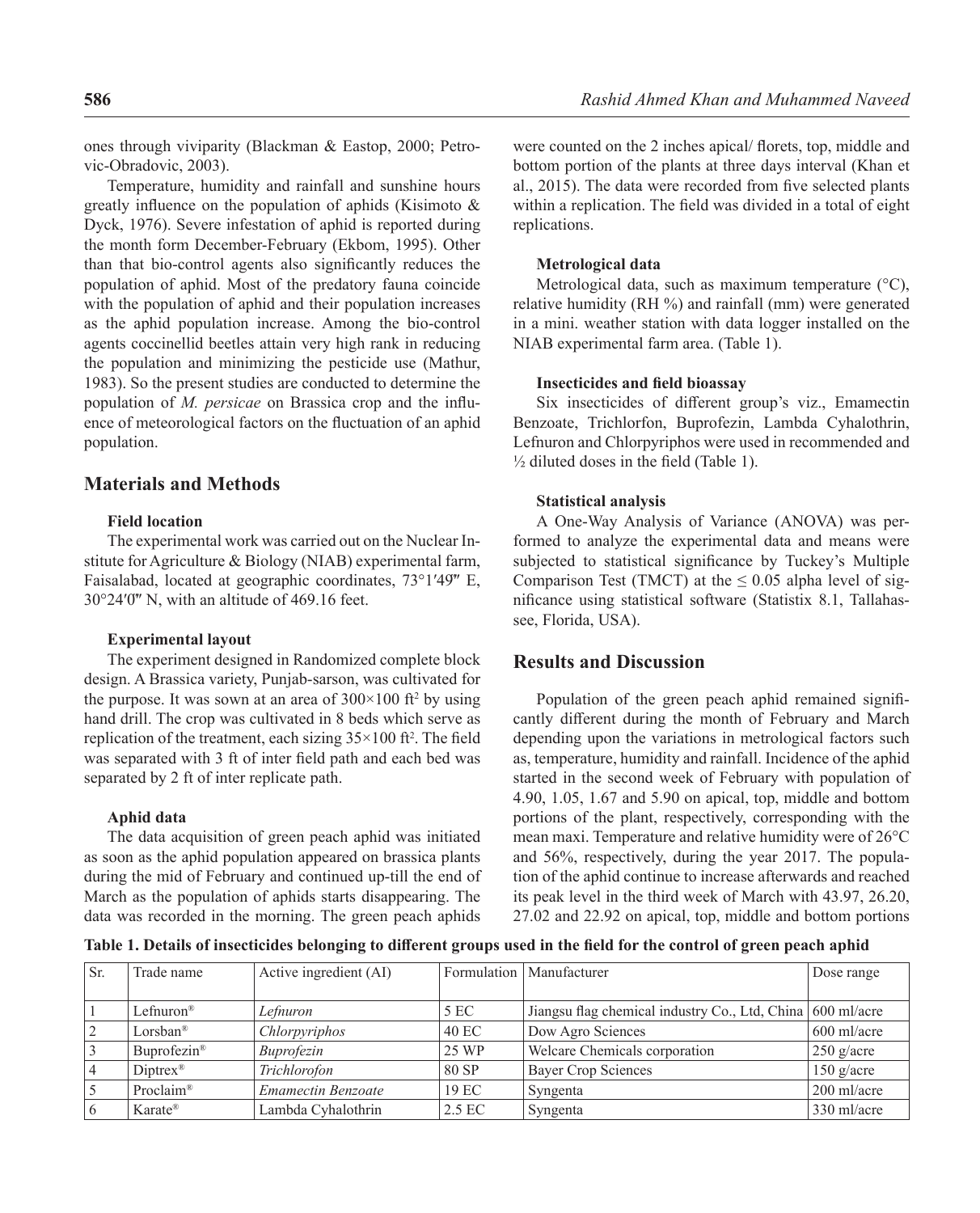ones through viviparity (Blackman & Eastop, 2000; Petrovic-Obradovic, 2003).

Temperature, humidity and rainfall and sunshine hours greatly influence on the population of aphids (Kisimoto & Dyck, 1976). Severe infestation of aphid is reported during the month form December-February (Ekbom, 1995). Other than that bio-control agents also significantly reduces the population of aphid. Most of the predatory fauna coincide with the population of aphid and their population increases as the aphid population increase. Among the bio-control agents coccinellid beetles attain very high rank in reducing the population and minimizing the pesticide use (Mathur, 1983). So the present studies are conducted to determine the population of *M. persicae* on Brassica crop and the influence of meteorological factors on the fluctuation of an aphid population.

## Materials and Methods

### Field location

The experimental work was carried out on the Nuclear Institute for Agriculture & Biology (NIAB) experimental farm, Faisalabad, located at geographic coordinates, 73°1′49″ E, 30°24′0″ N, with an altitude of 469.16 feet.

### Experimental layout

The experiment designed in Randomized complete block design. A Brassica variety, Punjab-sarson, was cultivated for the purpose. It was sown at an area of 300×100 ft$^2$ by using hand drill. The crop was cultivated in 8 beds which serve as replication of the treatment, each sizing 35×100 ft$^2$. The field was separated with 3 ft of inter field path and each bed was separated by 2 ft of inter replicate path.

### Aphid data

The data acquisition of green peach aphid was initiated as soon as the aphid population appeared on brassica plants during the mid of February and continued up-till the end of March as the population of aphids starts disappearing. The data was recorded in the morning. The green peach aphids were counted on the 2 inches apical/ florets, top, middle and bottom portion of the plants at three days interval (Khan et al., 2015). The data were recorded from five selected plants within a replication. The field was divided in a total of eight replications.

### Metrological data

Metrological data, such as maximum temperature (°C), relative humidity (RH %) and rainfall (mm) were generated in a mini. weather station with data logger installed on the NIAB experimental farm area. (Table 1).

### Insecticides and field bioassay

Six insecticides of different group's viz., Emamectin Benzoate, Trichlorfon, Buprofezin, Lambda Cyhalothrin, Lefnuron and Chlorpyriphos were used in recommended and ½ diluted doses in the field (Table 1).

### Statistical analysis

A One-Way Analysis of Variance (ANOVA) was performed to analyze the experimental data and means were subjected to statistical significance by Tuckey's Multiple Comparison Test (TMCT) at the ≤ 0.05 alpha level of significance using statistical software (Statistix 8.1, Tallahassee, Florida, USA).

## Results and Discussion

Population of the green peach aphid remained significantly different during the month of February and March depending upon the variations in metrological factors such as, temperature, humidity and rainfall. Incidence of the aphid started in the second week of February with population of 4.90, 1.05, 1.67 and 5.90 on apical, top, middle and bottom portions of the plant, respectively, corresponding with the mean maxi. Temperature and relative humidity were of 26°C and 56%, respectively, during the year 2017. The population of the aphid continue to increase afterwards and reached its peak level in the third week of March with 43.97, 26.20, 27.02 and 22.92 on apical, top, middle and bottom portions

**Table 1. Details of insecticides belonging to different groups used in the field for the control of green peach aphid**

| Sr. | Trade name | Active ingredient (AI) | Formulation | Manufacturer | Dose range |
|---|---|---|---|---|---|
| 1 | Lefnuron® | *Lefnuron* | 5 EC | Jiangsu flag chemical industry Co., Ltd, China | 600 ml/acre |
| 2 | Lorsban® | *Chlorpyriphos* | 40 EC | Dow Agro Sciences | 600 ml/acre |
| 3 | Buprofezin® | *Buprofezin* | 25 WP | Welcare Chemicals corporation | 250 g/acre |
| 4 | Diptrex® | *Trichlorofon* | 80 SP | Bayer Crop Sciences | 150 g/acre |
| 5 | Proclaim® | *Emamectin Benzoate* | 19 EC | Syngenta | 200 ml/acre |
| 6 | Karate® | Lambda Cyhalothrin | 2.5 EC | Syngenta | 330 ml/acre |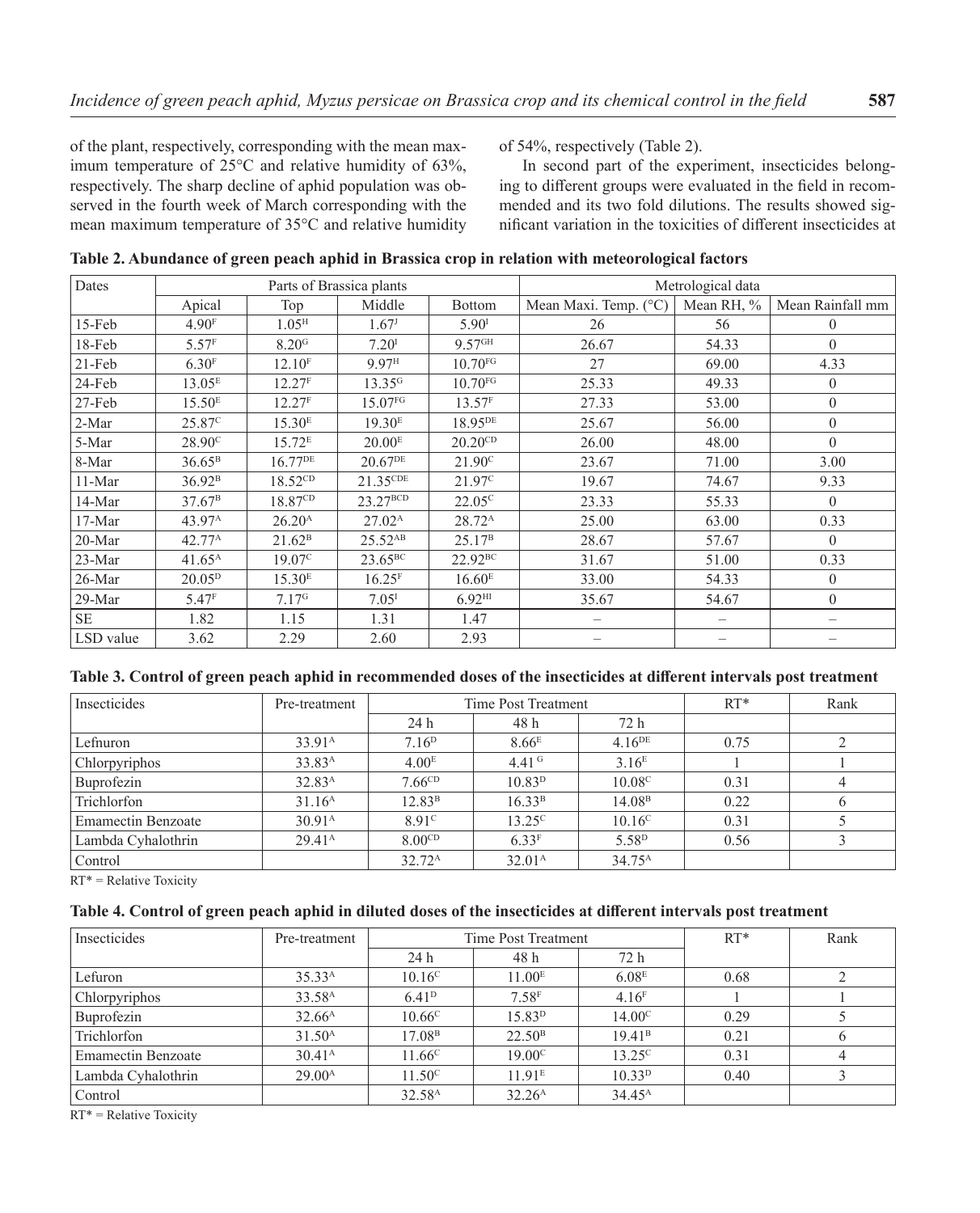of the plant, respectively, corresponding with the mean maximum temperature of 25°C and relative humidity of 63%, respectively. The sharp decline of aphid population was observed in the fourth week of March corresponding with the mean maximum temperature of 35°C and relative humidity of 54%, respectively (Table 2).

In second part of the experiment, insecticides belonging to different groups were evaluated in the field in recommended and its two fold dilutions. The results showed significant variation in the toxicities of different insecticides at

**Table 2. Abundance of green peach aphid in Brassica crop in relation with meteorological factors**

| Dates | Parts of Brassica plants | | | | Metrological data | | |
|---|---|---|---|---|---|---|---|
| | Apical | Top | Middle | Bottom | Mean Maxi. Temp. (°C) | Mean RH, % | Mean Rainfall mm |
| 15-Feb | 4.90$^{F}$ | 1.05$^{H}$ | 1.67$^{J}$ | 5.90$^{I}$ | 26 | 56 | 0 |
| 18-Feb | 5.57$^{F}$ | 8.20$^{G}$ | 7.20$^{I}$ | 9.57$^{GH}$ | 26.67 | 54.33 | 0 |
| 21-Feb | 6.30$^{F}$ | 12.10$^{F}$ | 9.97$^{H}$ | 10.70$^{FG}$ | 27 | 69.00 | 4.33 |
| 24-Feb | 13.05$^{E}$ | 12.27$^{F}$ | 13.35$^{G}$ | 10.70$^{FG}$ | 25.33 | 49.33 | 0 |
| 27-Feb | 15.50$^{E}$ | 12.27$^{F}$ | 15.07$^{FG}$ | 13.57$^{F}$ | 27.33 | 53.00 | 0 |
| 2-Mar | 25.87$^{C}$ | 15.30$^{E}$ | 19.30$^{E}$ | 18.95$^{DE}$ | 25.67 | 56.00 | 0 |
| 5-Mar | 28.90$^{C}$ | 15.72$^{E}$ | 20.00$^{E}$ | 20.20$^{CD}$ | 26.00 | 48.00 | 0 |
| 8-Mar | 36.65$^{B}$ | 16.77$^{DE}$ | 20.67$^{DE}$ | 21.90$^{C}$ | 23.67 | 71.00 | 3.00 |
| 11-Mar | 36.92$^{B}$ | 18.52$^{CD}$ | 21.35$^{CDE}$ | 21.97$^{C}$ | 19.67 | 74.67 | 9.33 |
| 14-Mar | 37.67$^{B}$ | 18.87$^{CD}$ | 23.27$^{BCD}$ | 22.05$^{C}$ | 23.33 | 55.33 | 0 |
| 17-Mar | 43.97$^{A}$ | 26.20$^{A}$ | 27.02$^{A}$ | 28.72$^{A}$ | 25.00 | 63.00 | 0.33 |
| 20-Mar | 42.77$^{A}$ | 21.62$^{B}$ | 25.52$^{AB}$ | 25.17$^{B}$ | 28.67 | 57.67 | 0 |
| 23-Mar | 41.65$^{A}$ | 19.07$^{C}$ | 23.65$^{BC}$ | 22.92$^{BC}$ | 31.67 | 51.00 | 0.33 |
| 26-Mar | 20.05$^{D}$ | 15.30$^{E}$ | 16.25$^{F}$ | 16.60$^{E}$ | 33.00 | 54.33 | 0 |
| 29-Mar | 5.47$^{F}$ | 7.17$^{G}$ | 7.05$^{I}$ | 6.92$^{HI}$ | 35.67 | 54.67 | 0 |
| SE | 1.82 | 1.15 | 1.31 | 1.47 | – | – | – |
| LSD value | 3.62 | 2.29 | 2.60 | 2.93 | – | – | – |

**Table 3. Control of green peach aphid in recommended doses of the insecticides at different intervals post treatment**

| Insecticides | Pre-treatment | Time Post Treatment | | | RT* | Rank |
|---|---|---|---|---|---|---|
| | | 24 h | 48 h | 72 h | | |
| Lefnuron | 33.91$^{A}$ | 7.16$^{D}$ | 8.66$^{E}$ | 4.16$^{DE}$ | 0.75 | 2 |
| Chlorpyriphos | 33.83$^{A}$ | 4.00$^{E}$ | 4.41$^{G}$ | 3.16$^{E}$ | 1 | 1 |
| Buprofezin | 32.83$^{A}$ | 7.66$^{CD}$ | 10.83$^{D}$ | 10.08$^{C}$ | 0.31 | 4 |
| Trichlorfon | 31.16$^{A}$ | 12.83$^{B}$ | 16.33$^{B}$ | 14.08$^{B}$ | 0.22 | 6 |
| Emamectin Benzoate | 30.91$^{A}$ | 8.91$^{C}$ | 13.25$^{C}$ | 10.16$^{C}$ | 0.31 | 5 |
| Lambda Cyhalothrin | 29.41$^{A}$ | 8.00$^{CD}$ | 6.33$^{F}$ | 5.58$^{D}$ | 0.56 | 3 |
| Control | | 32.72$^{A}$ | 32.01$^{A}$ | 34.75$^{A}$ | | |

RT* = Relative Toxicity

**Table 4. Control of green peach aphid in diluted doses of the insecticides at different intervals post treatment**

| Insecticides | Pre-treatment | Time Post Treatment | | | RT* | Rank |
|---|---|---|---|---|---|---|
| | | 24 h | 48 h | 72 h | | |
| Lefuron | 35.33$^{A}$ | 10.16$^{C}$ | 11.00$^{E}$ | 6.08$^{E}$ | 0.68 | 2 |
| Chlorpyriphos | 33.58$^{A}$ | 6.41$^{D}$ | 7.58$^{F}$ | 4.16$^{F}$ | 1 | 1 |
| Buprofezin | 32.66$^{A}$ | 10.66$^{C}$ | 15.83$^{D}$ | 14.00$^{C}$ | 0.29 | 5 |
| Trichlorfon | 31.50$^{A}$ | 17.08$^{B}$ | 22.50$^{B}$ | 19.41$^{B}$ | 0.21 | 6 |
| Emamectin Benzoate | 30.41$^{A}$ | 11.66$^{C}$ | 19.00$^{C}$ | 13.25$^{C}$ | 0.31 | 4 |
| Lambda Cyhalothrin | 29.00$^{A}$ | 11.50$^{C}$ | 11.91$^{E}$ | 10.33$^{D}$ | 0.40 | 3 |
| Control | | 32.58$^{A}$ | 32.26$^{A}$ | 34.45$^{A}$ | | |

RT* = Relative Toxicity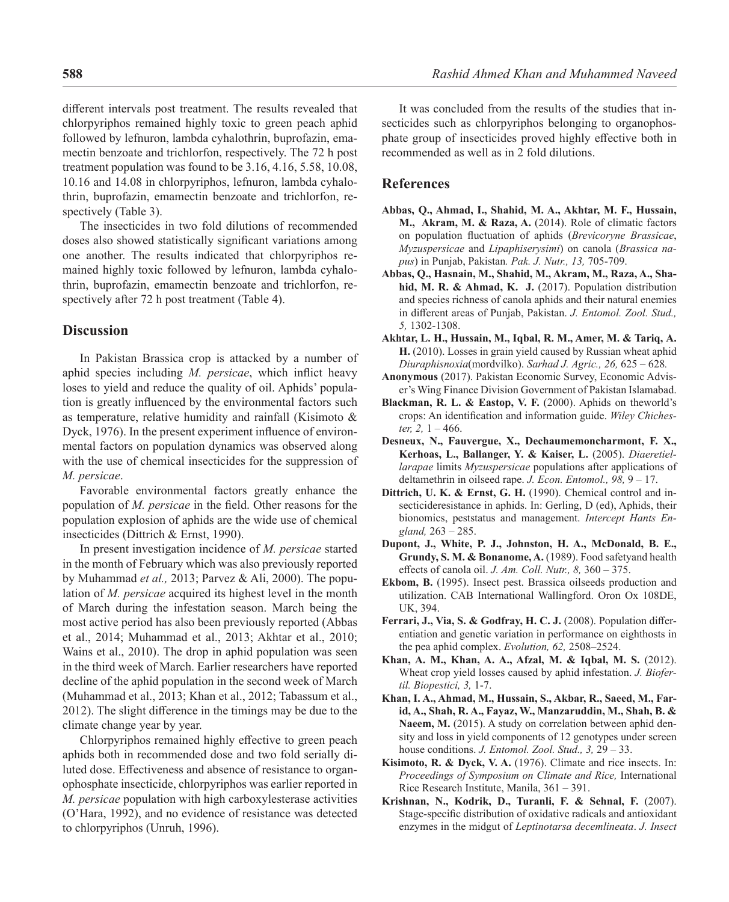different intervals post treatment. The results revealed that chlorpyriphos remained highly toxic to green peach aphid followed by lefnuron, lambda cyhalothrin, buprofazin, emamectin benzoate and trichlorfon, respectively. The 72 h post treatment population was found to be 3.16, 4.16, 5.58, 10.08, 10.16 and 14.08 in chlorpyriphos, lefnuron, lambda cyhalothrin, buprofazin, emamectin benzoate and trichlorfon, respectively (Table 3).

The insecticides in two fold dilutions of recommended doses also showed statistically significant variations among one another. The results indicated that chlorpyriphos remained highly toxic followed by lefnuron, lambda cyhalothrin, buprofazin, emamectin benzoate and trichlorfon, respectively after 72 h post treatment (Table 4).

## Discussion

In Pakistan Brassica crop is attacked by a number of aphid species including *M. persicae*, which inflict heavy loses to yield and reduce the quality of oil. Aphids' population is greatly influenced by the environmental factors such as temperature, relative humidity and rainfall (Kisimoto & Dyck, 1976). In the present experiment influence of environmental factors on population dynamics was observed along with the use of chemical insecticides for the suppression of *M. persicae*.

Favorable environmental factors greatly enhance the population of *M. persicae* in the field. Other reasons for the population explosion of aphids are the wide use of chemical insecticides (Dittrich & Ernst, 1990).

In present investigation incidence of *M. persicae* started in the month of February which was also previously reported by Muhammad *et al.,* 2013; Parvez & Ali, 2000). The population of *M. persicae* acquired its highest level in the month of March during the infestation season. March being the most active period has also been previously reported (Abbas et al., 2014; Muhammad et al., 2013; Akhtar et al., 2010; Wains et al., 2010). The drop in aphid population was seen in the third week of March. Earlier researchers have reported decline of the aphid population in the second week of March (Muhammad et al., 2013; Khan et al., 2012; Tabassum et al., 2012). The slight difference in the timings may be due to the climate change year by year.

Chlorpyriphos remained highly effective to green peach aphids both in recommended dose and two fold serially diluted dose. Effectiveness and absence of resistance to organophosphate insecticide, chlorpyriphos was earlier reported in *M. persicae* population with high carboxylesterase activities (O'Hara, 1992), and no evidence of resistance was detected to chlorpyriphos (Unruh, 1996).

It was concluded from the results of the studies that insecticides such as chlorpyriphos belonging to organophosphate group of insecticides proved highly effective both in recommended as well as in 2 fold dilutions.

## References

**Abbas, Q., Ahmad, I., Shahid, M. A., Akhtar, M. F., Hussain, M., Akram, M. & Raza, A.** (2014). Role of climatic factors on population fluctuation of aphids (*Brevicoryne Brassicae*, *Myzuspersicae* and *Lipaphiserysimi*) on canola (*Brassica napus*) in Punjab, Pakistan. *Pak. J. Nutr., 13,* 705-709.

**Abbas, Q., Hasnain, M., Shahid, M., Akram, M., Raza, A., Shahid, M. R. & Ahmad, K. J.** (2017). Population distribution and species richness of canola aphids and their natural enemies in different areas of Punjab, Pakistan. *J. Entomol. Zool. Stud., 5,* 1302-1308.

**Akhtar, L. H., Hussain, M., Iqbal, R. M., Amer, M. & Tariq, A. H.** (2010). Losses in grain yield caused by Russian wheat aphid *Diuraphisnoxia*(mordvilko). *Sarhad J. Agric., 26,* 625 – 628.

**Anonymous** (2017). Pakistan Economic Survey, Economic Adviser's Wing Finance Division Government of Pakistan Islamabad.

**Blackman, R. L. & Eastop, V. F.** (2000). Aphids on theworld's crops: An identification and information guide. *Wiley Chichester, 2,* 1 – 466.

**Desneux, N., Fauvergue, X., Dechaumemoncharmont, F. X., Kerhoas, L., Ballanger, Y. & Kaiser, L.** (2005). *Diaeretiellarapae* limits *Myzuspersicae* populations after applications of deltamethrin in oilseed rape. *J. Econ. Entomol., 98,* 9 – 17.

**Dittrich, U. K. & Ernst, G. H.** (1990). Chemical control and insecticideresistance in aphids. In: Gerling, D (ed), Aphids, their bionomics, peststatus and management. *Intercept Hants England,* 263 – 285.

**Dupont, J., White, P. J., Johnston, H. A., McDonald, B. E., Grundy, S. M. & Bonanome, A.** (1989). Food safetyand health effects of canola oil. *J. Am. Coll. Nutr., 8,* 360 – 375.

**Ekbom, B.** (1995). Insect pest. Brassica oilseeds production and utilization. CAB International Wallingford. Oron Ox 108DE, UK, 394.

**Ferrari, J., Via, S. & Godfray, H. C. J.** (2008). Population differentiation and genetic variation in performance on eighthosts in the pea aphid complex. *Evolution, 62,* 2508–2524.

**Khan, A. M., Khan, A. A., Afzal, M. & Iqbal, M. S.** (2012). Wheat crop yield losses caused by aphid infestation. *J. Biofertil. Biopestici, 3,* 1-7.

**Khan, I. A., Ahmad, M., Hussain, S., Akbar, R., Saeed, M., Farid, A., Shah, R. A., Fayaz, W., Manzaruddin, M., Shah, B. & Naeem, M.** (2015). A study on correlation between aphid density and loss in yield components of 12 genotypes under screen house conditions. *J. Entomol. Zool. Stud., 3,* 29 – 33.

**Kisimoto, R. & Dyck, V. A.** (1976). Climate and rice insects. In: *Proceedings of Symposium on Climate and Rice,* International Rice Research Institute, Manila, 361 – 391.

**Krishnan, N., Kodrik, D., Turanli, F. & Sehnal, F.** (2007). Stage-specific distribution of oxidative radicals and antioxidant enzymes in the midgut of *Leptinotarsa decemlineata*. *J. Insect*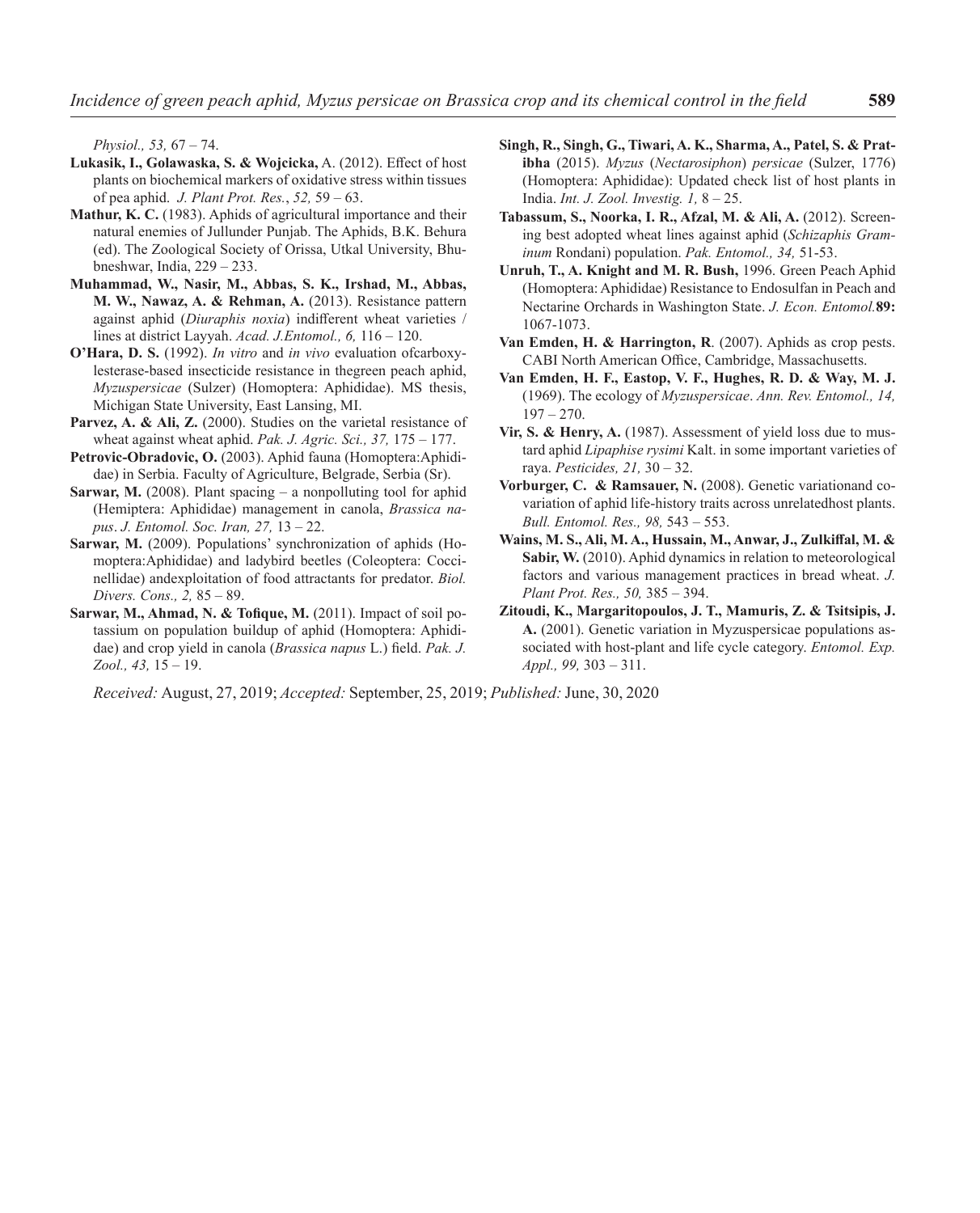*Physiol., 53,* 67 – 74.

**Lukasik, I., Golawaska, S. & Wojcicka,** A. (2012). Effect of host plants on biochemical markers of oxidative stress within tissues of pea aphid. *J. Plant Prot. Res.*, *52,* 59 – 63.

**Mathur, K. C.** (1983). Aphids of agricultural importance and their natural enemies of Jullunder Punjab. The Aphids, B.K. Behura (ed). The Zoological Society of Orissa, Utkal University, Bhubneshwar, India, 229 – 233.

**Muhammad, W., Nasir, M., Abbas, S. K., Irshad, M., Abbas, M. W., Nawaz, A. & Rehman, A.** (2013). Resistance pattern against aphid (*Diuraphis noxia*) indifferent wheat varieties / lines at district Layyah. *Acad. J.Entomol., 6,* 116 – 120.

**O'Hara, D. S.** (1992). *In vitro* and *in vivo* evaluation ofcarboxylesterase-based insecticide resistance in thegreen peach aphid, *Myzuspersicae* (Sulzer) (Homoptera: Aphididae). MS thesis, Michigan State University, East Lansing, MI.

**Parvez, A. & Ali, Z.** (2000). Studies on the varietal resistance of wheat against wheat aphid. *Pak. J. Agric. Sci., 37,* 175 – 177.

**Petrovic-Obradovic, O.** (2003). Aphid fauna (Homoptera:Aphididae) in Serbia. Faculty of Agriculture, Belgrade, Serbia (Sr).

**Sarwar, M.** (2008). Plant spacing – a nonpolluting tool for aphid (Hemiptera: Aphididae) management in canola, *Brassica napus*. *J. Entomol. Soc. Iran, 27,* 13 – 22.

**Sarwar, M.** (2009). Populations' synchronization of aphids (Homoptera:Aphididae) and ladybird beetles (Coleoptera: Coccinellidae) andexploitation of food attractants for predator. *Biol. Divers. Cons., 2,* 85 – 89.

**Sarwar, M., Ahmad, N. & Tofique, M.** (2011). Impact of soil potassium on population buildup of aphid (Homoptera: Aphididae) and crop yield in canola (*Brassica napus* L.) field. *Pak. J. Zool., 43,* 15 – 19.

**Singh, R., Singh, G., Tiwari, A. K., Sharma, A., Patel, S. & Pratibha** (2015). *Myzus* (*Nectarosiphon*) *persicae* (Sulzer, 1776) (Homoptera: Aphididae): Updated check list of host plants in India. *Int. J. Zool. Investig. 1,* 8 – 25.

**Tabassum, S., Noorka, I. R., Afzal, M. & Ali, A.** (2012). Screening best adopted wheat lines against aphid (*Schizaphis Graminum* Rondani) population. *Pak. Entomol., 34,* 51-53.

**Unruh, T., A. Knight and M. R. Bush,** 1996. Green Peach Aphid (Homoptera: Aphididae) Resistance to Endosulfan in Peach and Nectarine Orchards in Washington State. *J. Econ. Entomol.***89:** 1067-1073.

**Van Emden, H. & Harrington, R**. (2007). Aphids as crop pests. CABI North American Office, Cambridge, Massachusetts.

**Van Emden, H. F., Eastop, V. F., Hughes, R. D. & Way, M. J.** (1969). The ecology of *Myzuspersicae*. *Ann. Rev. Entomol., 14,* 197 – 270.

**Vir, S. & Henry, A.** (1987). Assessment of yield loss due to mustard aphid *Lipaphise rysimi* Kalt. in some important varieties of raya. *Pesticides, 21,* 30 – 32.

**Vorburger, C. & Ramsauer, N.** (2008). Genetic variationand covariation of aphid life-history traits across unrelatedhost plants. *Bull. Entomol. Res., 98,* 543 – 553.

**Wains, M. S., Ali, M. A., Hussain, M., Anwar, J., Zulkiffal, M. & Sabir, W.** (2010). Aphid dynamics in relation to meteorological factors and various management practices in bread wheat. *J. Plant Prot. Res., 50,* 385 – 394.

**Zitoudi, K., Margaritopoulos, J. T., Mamuris, Z. & Tsitsipis, J. A.** (2001). Genetic variation in Myzuspersicae populations associated with host-plant and life cycle category. *Entomol. Exp. Appl., 99,* 303 – 311.

*Received:* August, 27, 2019; *Accepted:* September, 25, 2019; *Published:* June, 30, 2020